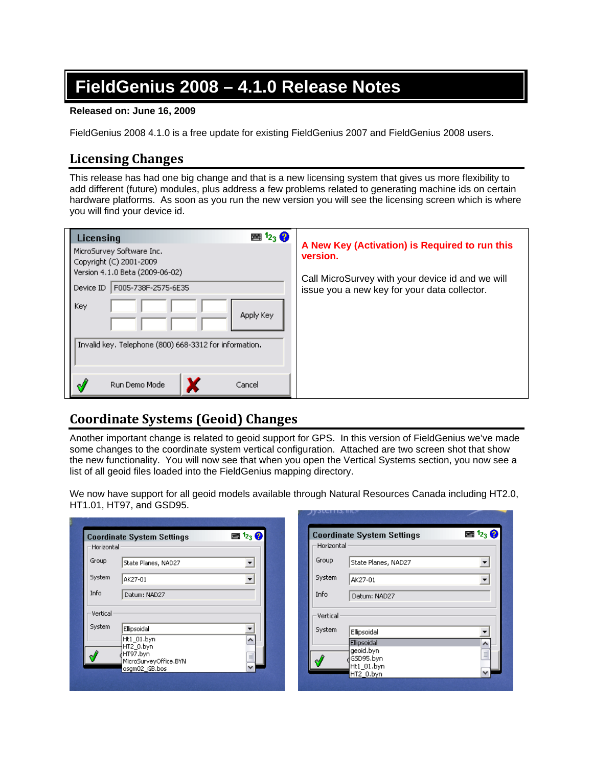# FieldGenius 2008 – 4.1.0 Release Notes

**Released on: June 16, 2009**

FieldGenius 2008 4.1.0 is a free update for existing FieldGenius 2007 and FieldGenius 2008 users.

## Licensing Changes

This release has had one big change and that is a new licensing system that gives us more flexibility to add different (future) modules, plus address a few problems related to generating machine ids on certain hardware platforms. As soon as you run the new version you will see the licensing screen which is where you will find your device id.

**A New Key (Activation) is Required to run this version.**

Call MicroSurvey with your device id and we will issue you a new key for your data collector.

## Coordinate Systems (Geoid) Changes

Another important change is related to geoid support for GPS. In this version of FieldGenius we've made some changes to the coordinate system vertical configuration. Attached are two screen shot that show the new functionality. You will now see that when you open the Vertical Systems section, you now see a list of all geoid files loaded into the FieldGenius mapping directory.

We now have support for all geoid models available through Natural Resources Canada including HT2.0, HT1.01, HT97, and GSD95.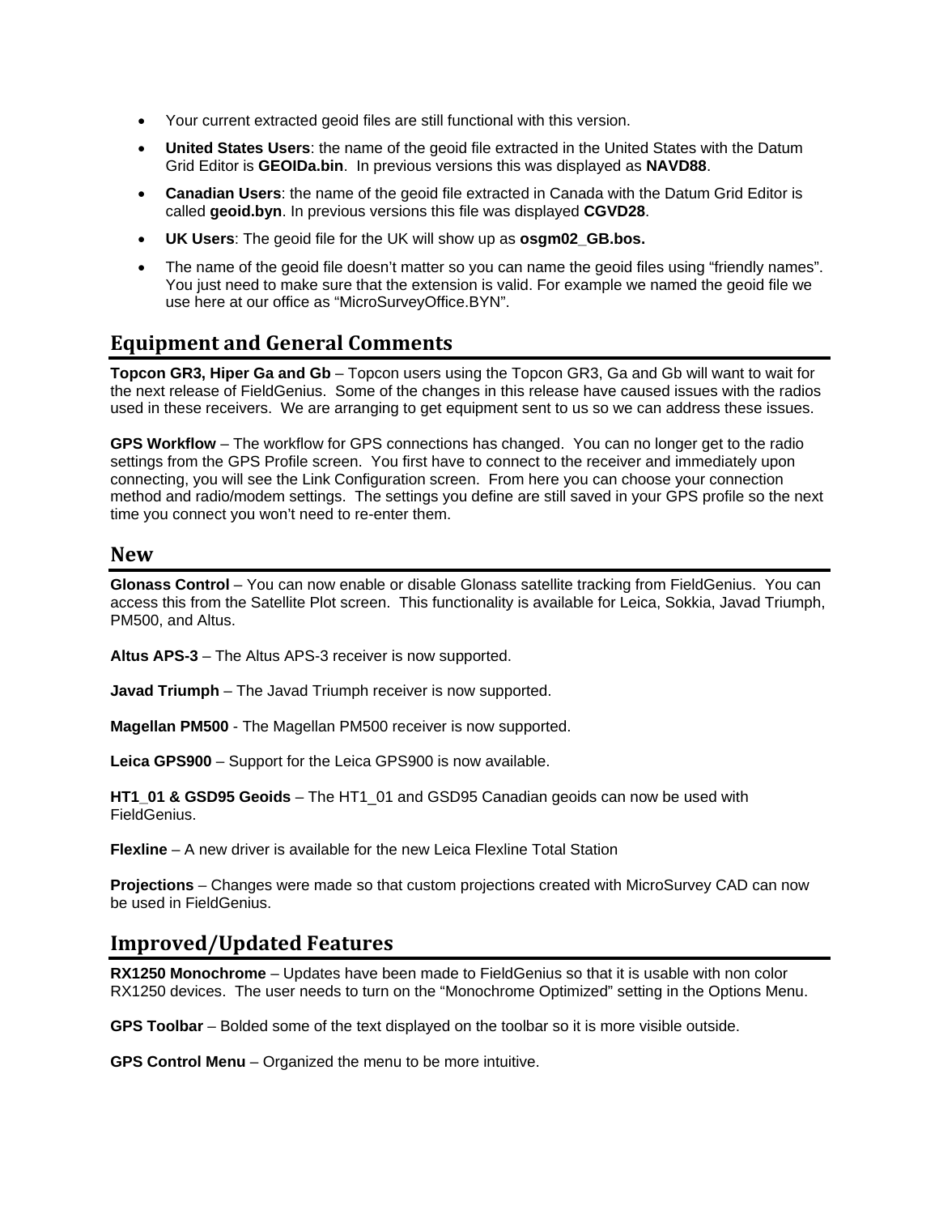- Your current extracted geoid files are still functional with this version.
- **United States Users**: the name of the geoid file extracted in the United States with the Datum Grid Editor is **GEOIDa.bin**. In previous versions this was displayed as **NAVD88**.
- **Canadian Users**: the name of the geoid file extracted in Canada with the Datum Grid Editor is called **geoid.byn**. In previous versions this file was displayed **CGVD28**.
- **UK Users**: The geoid file for the UK will show up as **osgm02_GB.bos.**
- The name of the geoid file doesn't matter so you can name the geoid files using "friendly names". You just need to make sure that the extension is valid. For example we named the geoid file we use here at our office as "MicroSurveyOffice.BYN".

## Equipment and General Comments

**Topcon GR3, Hiper Ga and Gb** – Topcon users using the Topcon GR3, Ga and Gb will want to wait for the next release of FieldGenius. Some of the changes in this release have caused issues with the radios used in these receivers. We are arranging to get equipment sent to us so we can address these issues.

**GPS Workflow** – The workflow for GPS connections has changed. You can no longer get to the radio settings from the GPS Profile screen. You first have to connect to the receiver and immediately upon connecting, you will see the Link Configuration screen. From here you can choose your connection method and radio/modem settings. The settings you define are still saved in your GPS profile so the next time you connect you won't need to re-enter them.

## New

**Glonass Control** – You can now enable or disable Glonass satellite tracking from FieldGenius. You can access this from the Satellite Plot screen. This functionality is available for Leica, Sokkia, Javad Triumph, PM500, and Altus.

**Altus APS-3** – The Altus APS-3 receiver is now supported.

**Javad Triumph** – The Javad Triumph receiver is now supported.

**Magellan PM500** - The Magellan PM500 receiver is now supported.

**Leica GPS900** – Support for the Leica GPS900 is now available.

**HT1_01 & GSD95 Geoids** – The HT1_01 and GSD95 Canadian geoids can now be used with FieldGenius.

**Flexline** – A new driver is available for the new Leica Flexline Total Station

**Projections** – Changes were made so that custom projections created with MicroSurvey CAD can now be used in FieldGenius.

## Improved/Updated Features

**RX1250 Monochrome** – Updates have been made to FieldGenius so that it is usable with non color RX1250 devices. The user needs to turn on the "Monochrome Optimized" setting in the Options Menu.

**GPS Toolbar** – Bolded some of the text displayed on the toolbar so it is more visible outside.

**GPS Control Menu** – Organized the menu to be more intuitive.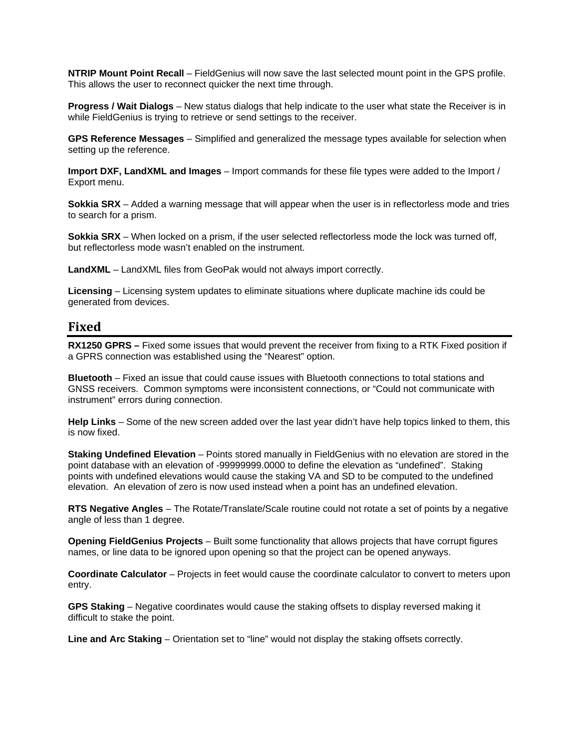**NTRIP Mount Point Recall** – FieldGenius will now save the last selected mount point in the GPS profile. This allows the user to reconnect quicker the next time through.

**Progress / Wait Dialogs** – New status dialogs that help indicate to the user what state the Receiver is in while FieldGenius is trying to retrieve or send settings to the receiver.

**GPS Reference Messages** – Simplified and generalized the message types available for selection when setting up the reference.

**Import DXF, LandXML and Images** – Import commands for these file types were added to the Import / Export menu.

**Sokkia SRX** – Added a warning message that will appear when the user is in reflectorless mode and tries to search for a prism.

**Sokkia SRX** – When locked on a prism, if the user selected reflectorless mode the lock was turned off, but reflectorless mode wasn't enabled on the instrument.

**LandXML** – LandXML files from GeoPak would not always import correctly.

**Licensing** – Licensing system updates to eliminate situations where duplicate machine ids could be generated from devices.

## Fixed

**RX1250 GPRS –** Fixed some issues that would prevent the receiver from fixing to a RTK Fixed position if a GPRS connection was established using the "Nearest" option.

**Bluetooth** – Fixed an issue that could cause issues with Bluetooth connections to total stations and GNSS receivers. Common symptoms were inconsistent connections, or "Could not communicate with instrument" errors during connection.

**Help Links** – Some of the new screen added over the last year didn't have help topics linked to them, this is now fixed.

**Staking Undefined Elevation** – Points stored manually in FieldGenius with no elevation are stored in the point database with an elevation of -99999999.0000 to define the elevation as "undefined". Staking points with undefined elevations would cause the staking VA and SD to be computed to the undefined elevation. An elevation of zero is now used instead when a point has an undefined elevation.

**RTS Negative Angles** – The Rotate/Translate/Scale routine could not rotate a set of points by a negative angle of less than 1 degree.

**Opening FieldGenius Projects** – Built some functionality that allows projects that have corrupt figures names, or line data to be ignored upon opening so that the project can be opened anyways.

**Coordinate Calculator** – Projects in feet would cause the coordinate calculator to convert to meters upon entry.

**GPS Staking** – Negative coordinates would cause the staking offsets to display reversed making it difficult to stake the point.

**Line and Arc Staking** – Orientation set to "line" would not display the staking offsets correctly.